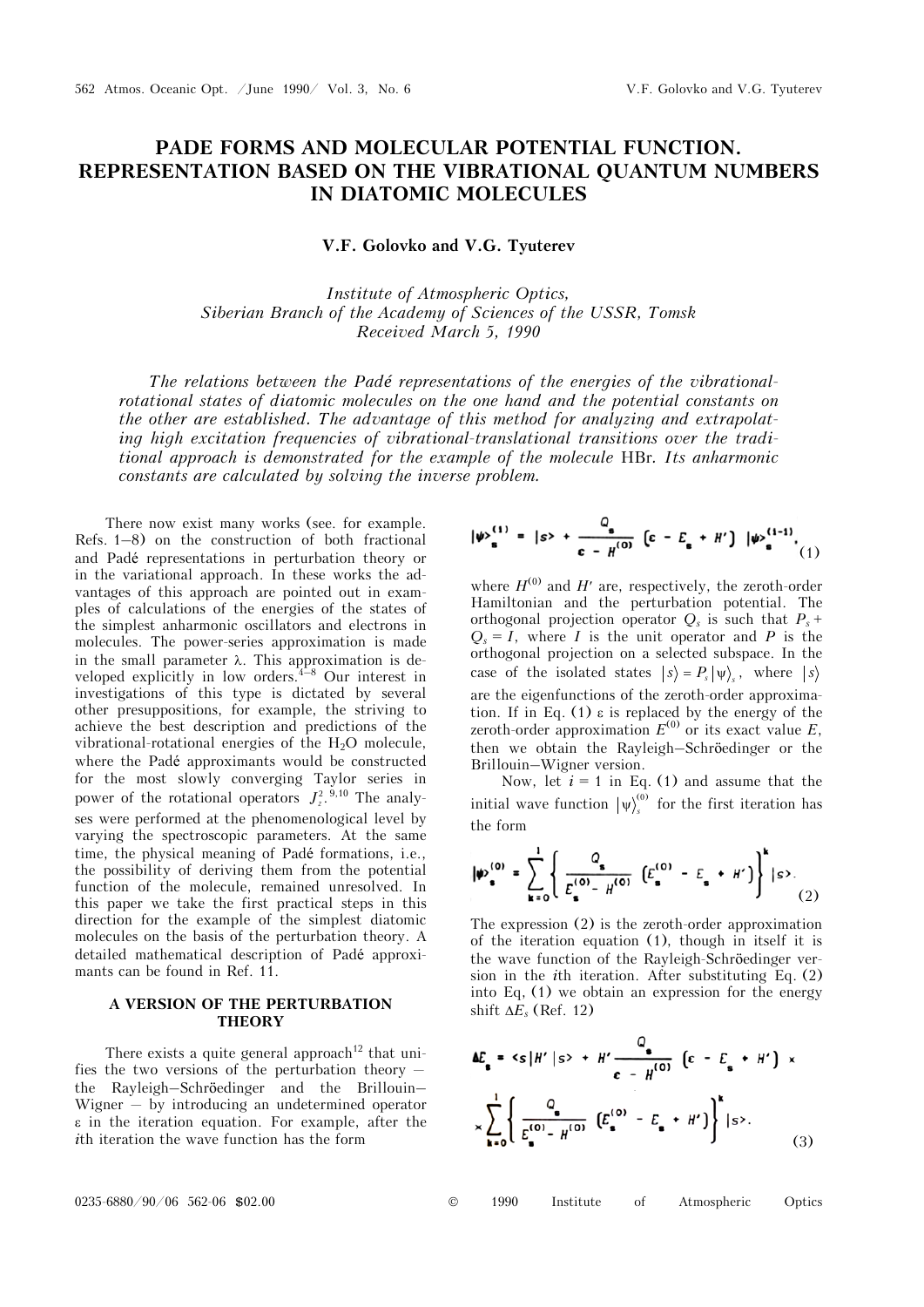# PADE FORMS AND MOLECULAR POTENTIAL FUNCTION. REPRESENTATION BASED ON THE VIBRATIONAL QUANTUM NUMBERS IN DIATOMIC MOLECULES

**V.F. Golovko and V.G. Tyuterev**

*Institute of Atmospheric Optics,*
*Siberian Branch of the Academy of Sciences of the USSR, Tomsk*
*Received March 5, 1990*

*The relations between the Padé representations of the energies of the vibrational-rotational states of diatomic molecules on the one hand and the potential constants on the other are established. The advantage of this method for analyzing and extrapolating high excitation frequencies of vibrational-translational transitions over the traditional approach is demonstrated for the example of the molecule* HBr. *Its anharmonic constants are calculated by solving the inverse problem.*

There now exist many works (see. for example. Refs. 1–8) on the construction of both fractional and Padé representations in perturbation theory or in the variational approach. In these works the advantages of this approach are pointed out in examples of calculations of the energies of the states of the simplest anharmonic oscillators and electrons in molecules. The power-series approximation is made in the small parameter λ. This approximation is developed explicitly in low orders.[4–8] Our interest in investigations of this type is dictated by several other presuppositions, for example, the striving to achieve the best description and predictions of the vibrational-rotational energies of the $H_2O$ molecule, where the Padé approximants would be constructed for the most slowly converging Taylor series in power of the rotational operators $J_z^2$.[9,10] The analyses were performed at the phenomenological level by varying the spectroscopic parameters. At the same time, the physical meaning of Padé formations, i.e., the possibility of deriving them from the potential function of the molecule, remained unresolved. In this paper we take the first practical steps in this direction for the example of the simplest diatomic molecules on the basis of the perturbation theory. A detailed mathematical description of Padé approximants can be found in Ref. 11.

### A VERSION OF THE PERTURBATION THEORY

There exists a quite general approach[12] that unifies the two versions of the perturbation theory — the Rayleigh–Schröedinger and the Brillouin–Wigner — by introducing an undetermined operator ε in the iteration equation. For example, after the *i*th iteration the wave function has the form

$$|\psi\rangle_s^{(i)} = |s\rangle + \frac{Q_s}{\varepsilon - H^{(0)}}\left(\varepsilon - E_s + H'\right)|\psi\rangle_s^{(i-1)}, \tag{1}$$

where $H^{(0)}$ and $H'$ are, respectively, the zeroth-order Hamiltonian and the perturbation potential. The orthogonal projection operator $Q_s$ is such that $P_s + Q_s = I$, where $I$ is the unit operator and $P$ is the orthogonal projection on a selected subspace. In the case of the isolated states $|s\rangle = P_s|\psi\rangle_s$, where $|s\rangle$ are the eigenfunctions of the zeroth-order approximation. If in Eq. (1) ε is replaced by the energy of the zeroth-order approximation $E^{(0)}$ or its exact value $E$, then we obtain the Rayleigh–Schröedinger or the Brillouin–Wigner version.

Now, let $i = 1$ in Eq. (1) and assume that the initial wave function $|\psi\rangle_s^{(0)}$ for the first iteration has the form

$$|\psi\rangle_s^{(0)} = \sum_{k=0}^{l}\left\{\frac{Q_s}{E_s^{(0)} - H^{(0)}}\left(E_s^{(0)} - E_s + H'\right)\right\}^k|s\rangle. \tag{2}$$

The expression (2) is the zeroth-order approximation of the iteration equation (1), though in itself it is the wave function of the Rayleigh-Schröedinger version in the *i*th iteration. After substituting Eq. (2) into Eq, (1) we obtain an expression for the energy shift $\Delta E_s$ (Ref. 12)

$$\Delta E_s = \langle s|H'|s\rangle + H'\frac{Q_s}{\varepsilon - H^{(0)}}\left(\varepsilon - E_s + H'\right) \times \sum_{k=0}^{l}\left\{\frac{Q_s}{E_s^{(0)} - H^{(0)}}\left(E_s^{(0)} - E_s + H'\right)\right\}^k|s\rangle. \tag{3}$$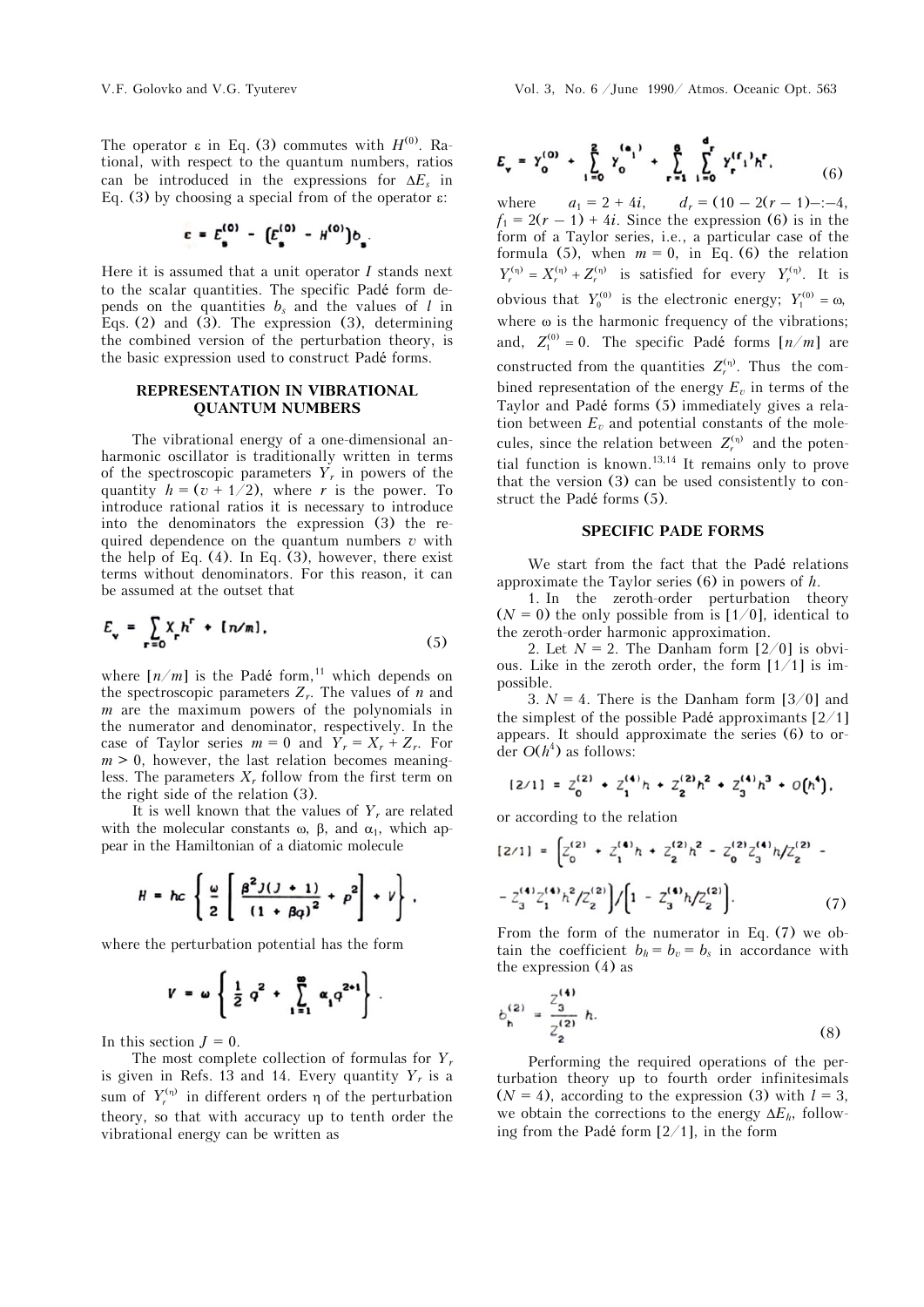The operator ε in Eq. (3) commutes with $H^{(0)}$. Rational, with respect to the quantum numbers, ratios can be introduced in the expressions for $\Delta E_s$ in Eq. (3) by choosing a special from of the operator ε:

$$\varepsilon = E_s^{(0)} - \left(E_s^{(0)} - H^{(0)}\right) b_s .$$

Here it is assumed that a unit operator $I$ stands next to the scalar quantities. The specific Padé form depends on the quantities $b_s$ and the values of $l$ in Eqs. (2) and (3). The expression (3), determining the combined version of the perturbation theory, is the basic expression used to construct Padé forms.

## REPRESENTATION IN VIBRATIONAL QUANTUM NUMBERS

The vibrational energy of a one-dimensional anharmonic oscillator is traditionally written in terms of the spectroscopic parameters $Y_r$ in powers of the quantity $h = (v + 1/2)$, where $r$ is the power. To introduce rational ratios it is necessary to introduce into the denominators the expression (3) the required dependence on the quantum numbers $v$ with the help of Eq. (4). In Eq. (3), however, there exist terms without denominators. For this reason, it can be assumed at the outset that

$$E_v = \sum_{r=0} X_r h^r + [n/m], \tag{5}$$

where $[n/m]$ is the Padé form,[11] which depends on the spectroscopic parameters $Z_r$. The values of $n$ and $m$ are the maximum powers of the polynomials in the numerator and denominator, respectively. In the case of Taylor series $m = 0$ and $Y_r = X_r + Z_r$. For $m > 0$, however, the last relation becomes meaningless. The parameters $X_r$ follow from the first term on the right side of the relation (3).

It is well known that the values of $Y_r$ are related with the molecular constants ω, β, and $\alpha_1$, which appear in the Hamiltonian of a diatomic molecule

$$H = hc \left\{ \frac{\omega}{2} \left[ \frac{\beta^2 J(J+1)}{(1+\beta q)^2} + p^2 \right] + V \right\} ,$$

where the perturbation potential has the form

$$V = \omega \left\{ \frac{1}{2} q^2 + \sum_{l=1}^{\infty} \alpha_l q^{2+1} \right\} .$$

In this section $J = 0$.

The most complete collection of formulas for $Y_r$ is given in Refs. 13 and 14. Every quantity $Y_r$ is a sum of $Y_r^{(\eta)}$ in different orders η of the perturbation theory, so that with accuracy up to tenth order the vibrational energy can be written as

$$E_v = Y_0^{(0)} + \sum_{l=0}^{2} Y_0^{(a_l)} + \sum_{r=1}^{8} \sum_{l=0}^{d_r} Y_r^{(f_l)} h^r , \tag{6}$$

where $a_1 = 2 + 4i$, $d_r = (10 - 2(r - 1)$–:–4, $f_1 = 2(r - 1) + 4i$. Since the expression (6) is in the form of a Taylor series, i.e., a particular case of the formula (5), when $m = 0$, in Eq. (6) the relation $Y_r^{(\eta)} = X_r^{(\eta)} + Z_r^{(\eta)}$ is satisfied for every $Y_r^{(\eta)}$. It is obvious that $Y_0^{(0)}$ is the electronic energy; $Y_1^{(0)} = \omega$, where ω is the harmonic frequency of the vibrations; and, $Z_1^{(0)} = 0$. The specific Padé forms $[n/m]$ are constructed from the quantities $Z_r^{(\eta)}$. Thus the combined representation of the energy $E_v$ in terms of the Taylor and Padé forms (5) immediately gives a relation between $E_v$ and potential constants of the molecules, since the relation between $Z_r^{(\eta)}$ and the potential function is known.[13,14] It remains only to prove that the version (3) can be used consistently to construct the Padé forms (5).

## SPECIFIC PADE FORMS

We start from the fact that the Padé relations approximate the Taylor series (6) in powers of $h$.

1. In the zeroth-order perturbation theory ($N = 0$) the only possible from is $[1/0]$, identical to the zeroth-order harmonic approximation.

2. Let $N = 2$. The Danham form $[2/0]$ is obvious. Like in the zeroth order, the form $[1/1]$ is impossible.

3. $N = 4$. There is the Danham form $[3/0]$ and the simplest of the possible Padé approximants $[2/1]$ appears. It should approximate the series (6) to order $O(h^4)$ as follows:

$$[2/1] = Z_0^{(2)} + Z_1^{(4)} h + Z_2^{(2)} h^2 + Z_3^{(4)} h^3 + O(h^4),$$

or according to the relation

$$[2/1] = \left[ Z_0^{(2)} + Z_1^{(4)} h + Z_2^{(2)} h^2 - Z_0^{(2)} Z_3^{(4)} h / Z_2^{(2)} - Z_3^{(4)} Z_1^{(4)} h^2 / Z_2^{(2)} \right] \Big/ \left[ 1 - Z_3^{(4)} h / Z_2^{(2)} \right]. \tag{7}$$

From the form of the numerator in Eq. (7) we obtain the coefficient $b_h = b_v = b_s$ in accordance with the expression (4) as

$$b_h^{(2)} = \frac{Z_3^{(4)}}{Z_2^{(2)}} h. \tag{8}$$

Performing the required operations of the perturbation theory up to fourth order infinitesimals ($N = 4$), according to the expression (3) with $l = 3$, we obtain the corrections to the energy $\Delta E_h$, following from the Padé form $[2/1]$, in the form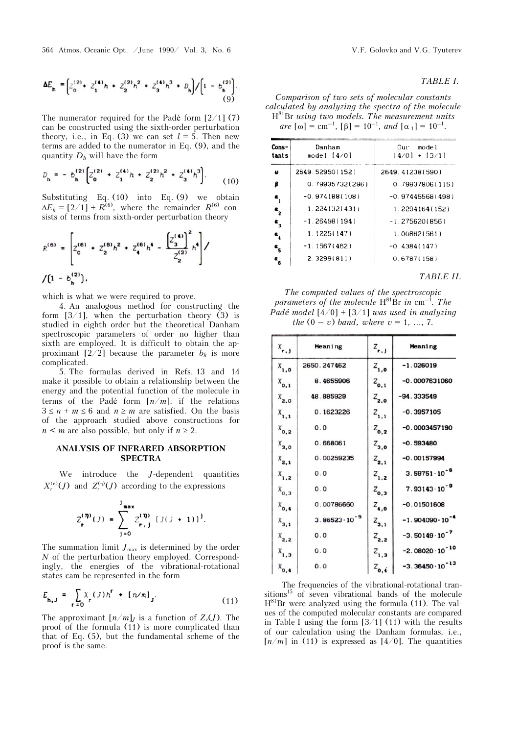$$\Delta E_h = \left[ z_0^{(2)} + z_1^{(4)} h + z_2^{(2)} h^2 + z_3^{(4)} h^3 + D_h \right] \Big/ \left[ 1 - b_h^{(2)} \right]. \tag{9}$$

The numerator required for the Padé form [2/1] (7) can be constructed using the sixth-order perturbation theory, i.e., in Eq. (3) we can set $l = 5$. Then new terms are added to the numerator in Eq. (9), and the quantity $D_h$ will have the form

$$D_h = -b_h^{(2)} \left[ z_0^{(2)} + z_1^{(4)} h + z_2^{(2)} h^2 + z_3^{(4)} h^3 \right]. \tag{10}$$

Substituting Eq. (10) into Eq. (9) we obtain $\Delta E_h = [2/1] + R^{(6)}$, where the remainder $R^{(6)}$ consists of terms from sixth-order perturbation theory

$$R^{(6)} = \left[ z_0^{(6)} + z_2^{(6)} h^2 + z_4^{(6)} h^4 - \frac{\left[ z_3^{(4)} \right]^2}{z_2^{(2)}} h^4 \right] \Big/ \left[ 1 - b_h^{(2)} \right],$$

which is what we were required to prove.

4. An analogous method for constructing the form [3/1], when the perturbation theory (3) is studied in eighth order but the theoretical Danham spectroscopic parameters of order no higher than sixth are employed. It is difficult to obtain the approximant [2/2] because the parameter $b_h$ is more complicated.

5. The formulas derived in Refs. 13 and 14 make it possible to obtain a relationship between the energy and the potential function of the molecule in terms of the Padé form $[n/m]$, if the relations $3 \le n + m \le 6$ and $n \ge m$ are satisfied. On the basis of the approach studied above constructions for $n < m$ are also possible, but only if $n \ge 2$.

## ANALYSIS OF INFRARED ABSORPTION SPECTRA

We introduce the $J$-dependent quantities $X_r^{(\eta)}(J)$ and $Z_r^{(\eta)}(J)$ according to the expressions

$$Z_r^{(\eta)}(J) = \sum_{j=0}^{J_{max}} Z_{r,j}^{(\eta)} \left[ J(J+1) \right]^j.$$

The summation limit $J_{max}$ is determined by the order $N$ of the perturbation theory employed. Correspondingly, the energies of the vibrational-rotational states cam be represented in the form

$$E_{h,J} = \sum_{r=0} X_r(J) h^r + [n/m]_J. \tag{11}$$

The approximant $[n/m]_J$ is a function of $Z_r(J)$. The proof of the formula (11) is more complicated than that of Eq. (5), but the fundamental scheme of the proof is the same.

*TABLE I.*

*Comparison of two sets of molecular constants calculated by analyzing the spectra of the molecule* $H^{81}Br$ *using two models. The measurement units are* $[\omega] = cm^{-1}$, $[\beta] = 10^{-1}$, *and* $[\alpha_1] = 10^{-1}$.

| Constants | Danham model [4/0] | Our model [4/0] + [3/1] |
|---|---|---|
| $\omega$ | 2649.52950(152) | 2649.41238(590) |
| $\beta$ | 0.79935732(296) | 0.79937806(115) |
| $\alpha_1$ | −0.974188(108) | −0.97445568(498) |
| $\alpha_2$ | 1.224132(431) | 1.2294164(152) |
| $\alpha_3$ | −1.26498(194) | −1.275620(856) |
| $\alpha_4$ | 1.1225(147) | 1.00862(561) |
| $\alpha_5$ | −1.1567(462) | −0.4384(147) |
| $\alpha_6$ | 2.3299(811) | 0.6787(158) |

*TABLE II.*

*The computed values of the spectroscopic parameters of the molecule* $H^{81}Br$ *in* $cm^{-1}$. *The Padé model [4/0] + [3/1] was used in analyzing the (0 – v) band, where v = 1, ..., 7.*

| $X_{r,j}$ | Meaning | $Z_{r,j}$ | Meaning |
|---|---|---|---|
| $X_{1,0}$ | 2650.247462 | $Z_{1,0}$ | −1.026019 |
| $X_{0,1}$ | 8.4655906 | $Z_{0,1}$ | −0.0007631060 |
| $X_{2,0}$ | 48.885929 | $Z_{2,0}$ | −94.333549 |
| $X_{1,1}$ | 0.1623226 | $Z_{1,1}$ | −0.3957105 |
| $X_{0,2}$ | 0.0 | $Z_{0,2}$ | −0.0003457190 |
| $X_{3,0}$ | 0.668061 | $Z_{3,0}$ | −0.593480 |
| $X_{2,1}$ | 0.00259235 | $Z_{2,1}$ | −0.00157994 |
| $X_{1,2}$ | 0.0 | $Z_{1,2}$ | $3.59751 \cdot 10^{-6}$ |
| $X_{0,3}$ | 0.0 | $Z_{0,3}$ | $7.93143 \cdot 10^{-9}$ |
| $X_{0,4}$ | 0.00786660 | $Z_{4,0}$ | −0.01501608 |
| $X_{3,1}$ | $3.86523 \cdot 10^{-5}$ | $Z_{3,1}$ | $-1.904090 \cdot 10^{-4}$ |
| $X_{2,2}$ | 0.0 | $Z_{2,2}$ | $-3.50149 \cdot 10^{-7}$ |
| $X_{1,3}$ | 0.0 | $Z_{1,3}$ | $-2.08020 \cdot 10^{-10}$ |
| $X_{0,4}$ | 0.0 | $Z_{0,4}$ | $-3.36450 \cdot 10^{-13}$ |

The frequencies of the vibrational-rotational transitions[15] of seven vibrational bands of the molecule $H^{81}Br$ were analyzed using the formula (11). The values of the computed molecular constants are compared in Table I using the form [3/1] (11) with the results of our calculation using the Danham formulas, i.e., $[n/m]$ in (11) is expressed as [4/0]. The quantities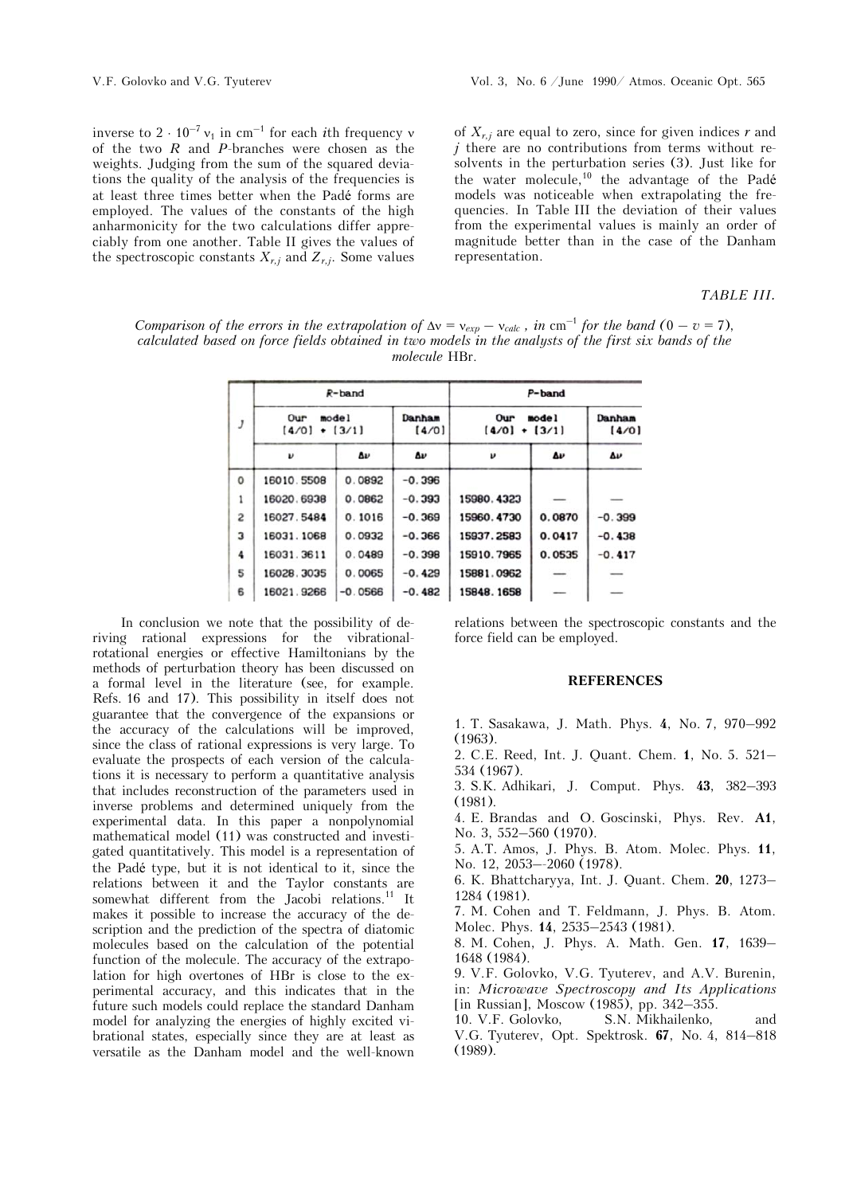inverse to $2 \cdot 10^{-7} \nu_1$ in cm$^{-1}$ for each $i$th frequency $\nu$ of the two $R$ and $P$-branches were chosen as the weights. Judging from the sum of the squared deviations the quality of the analysis of the frequencies is at least three times better when the Padé forms are employed. The values of the constants of the high anharmonicity for the two calculations differ appreciably from one another. Table II gives the values of the spectroscopic constants $X_{r,j}$ and $Z_{r,j}$. Some values of $X_{r,j}$ are equal to zero, since for given indices $r$ and $j$ there are no contributions from terms without resolvents in the perturbation series (3). Just like for the water molecule,[10] the advantage of the Padé models was noticeable when extrapolating the frequencies. In Table III the deviation of their values from the experimental values is mainly an order of magnitude better than in the case of the Danham representation.

*TABLE III.*

*Comparison of the errors in the extrapolation of $\Delta\nu = \nu_{exp} - \nu_{calc}$, in* cm$^{-1}$ *for the band $(0 - v = 7)$, calculated based on force fields obtained in two models in the analysts of the first six bands of the molecule* HBr.

| J | R-band | | | P-band | | |
|---|---|---|---|---|---|---|
| | Our model [4/0] + [3/1] | | Danham [4/0] | Our model [4/0] + [3/1] | | Danham [4/0] |
| | $\nu$ | $\Delta\nu$ | $\Delta\nu$ | $\nu$ | $\Delta\nu$ | $\Delta\nu$ |
| 0 | 16010.5508 | 0.0892 | −0.396 | | | |
| 1 | 16020.6938 | 0.0862 | −0.393 | 15980.4323 | — | — |
| 2 | 16027.5484 | 0.1016 | −0.369 | 15960.4730 | 0.0870 | −0.399 |
| 3 | 16031.1068 | 0.0932 | −0.366 | 15937.2583 | 0.0417 | −0.438 |
| 4 | 16031.3611 | 0.0489 | −0.398 | 15910.7965 | 0.0535 | −0.417 |
| 5 | 16028.3035 | 0.0065 | −0.429 | 15881.0962 | — | — |
| 6 | 16021.9266 | −0.0566 | −0.482 | 15848.1658 | — | — |

In conclusion we note that the possibility of deriving rational expressions for the vibrational-rotational energies or effective Hamiltonians by the methods of perturbation theory has been discussed on a formal level in the literature (see, for example. Refs. 16 and 17). This possibility in itself does not guarantee that the convergence of the expansions or the accuracy of the calculations will be improved, since the class of rational expressions is very large. To evaluate the prospects of each version of the calculations it is necessary to perform a quantitative analysis that includes reconstruction of the parameters used in inverse problems and determined uniquely from the experimental data. In this paper a nonpolynomial mathematical model (11) was constructed and investigated quantitatively. This model is a representation of the Padé type, but it is not identical to it, since the relations between it and the Taylor constants are somewhat different from the Jacobi relations.[11] It makes it possible to increase the accuracy of the description and the prediction of the spectra of diatomic molecules based on the calculation of the potential function of the molecule. The accuracy of the extrapolation for high overtones of HBr is close to the experimental accuracy, and this indicates that in the future such models could replace the standard Danham model for analyzing the energies of highly excited vibrational states, especially since they are at least as versatile as the Danham model and the well-known relations between the spectroscopic constants and the force field can be employed.

## REFERENCES

1. T. Sasakawa, J. Math. Phys. **4**, No. 7, 970–992 (1963).
2. C.E. Reed, Int. J. Quant. Chem. **1**, No. 5. 521–534 (1967).
3. S.K. Adhikari, J. Comput. Phys. **43**, 382–393 (1981).
4. E. Brandas and O. Goscinski, Phys. Rev. **A1**, No. 3, 552–560 (1970).
5. A.T. Amos, J. Phys. B. Atom. Molec. Phys. **11**, No. 12, 2053–2060 (1978).
6. K. Bhattcharyya, Int. J. Quant. Chem. **20**, 1273–1284 (1981).
7. M. Cohen and T. Feldmann, J. Phys. B. Atom. Molec. Phys. **14**, 2535–2543 (1981).
8. M. Cohen, J. Phys. A. Math. Gen. **17**, 1639–1648 (1984).
9. V.F. Golovko, V.G. Tyuterev, and A.V. Burenin, in: *Microwave Spectroscopy and Its Applications* [in Russian], Moscow (1985), pp. 342–355.
10. V.F. Golovko, S.N. Mikhailenko, and V.G. Tyuterev, Opt. Spektrosk. **67**, No. 4, 814–818 (1989).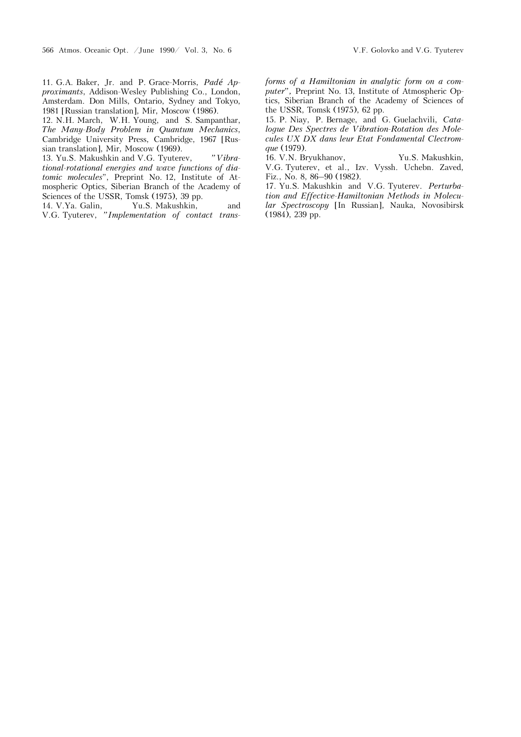11. G.A. Baker, Jr. and P. Grace-Morris, *Padé Approximants*, Addison-Wesley Publishing Co., London, Amsterdam. Don Mills, Ontario, Sydney and Tokyo, 1981 [Russian translation], Mir, Moscow (1986).

12. N.H. March, W.H. Young, and S. Sampanthar, *The Many-Body Problem in Quantum Mechanics*, Cambridge University Press, Cambridge, 1967 [Russian translation], Mir, Moscow (1969).

13. Yu.S. Makushkin and V.G. Tyuterev, *"Vibrational-rotational energies and wave functions of diatomic molecules"*, Preprint No. 12, Institute of Atmospheric Optics, Siberian Branch of the Academy of Sciences of the USSR, Tomsk (1975), 39 pp.

14. V.Ya. Galin, Yu.S. Makushkin, and V.G. Tyuterev, *"Implementation of contact transforms of a Hamiltonian in analytic form on a computer"*, Preprint No. 13, Institute of Atmospheric Optics, Siberian Branch of the Academy of Sciences of the USSR, Tomsk (1975), 62 pp.

15. P. Niay, P. Bernage, and G. Guelachvili, *Catalogue Des Spectres de Vibration-Rotation des Molecules UX DX dans leur Etat Fondamental Clectromque* (1979).

16. V.N. Bryukhanov, Yu.S. Makushkin, V.G. Tyuterev, et al., Izv. Vyssh. Uchebn. Zaved, Fiz., No. 8, 86–90 (1982).

17. Yu.S. Makushkin and V.G. Tyuterev. *Perturbation and Effective-Hamiltonian Methods in Molecular Spectroscopy* [In Russian], Nauka, Novosibirsk (1984), 239 pp.